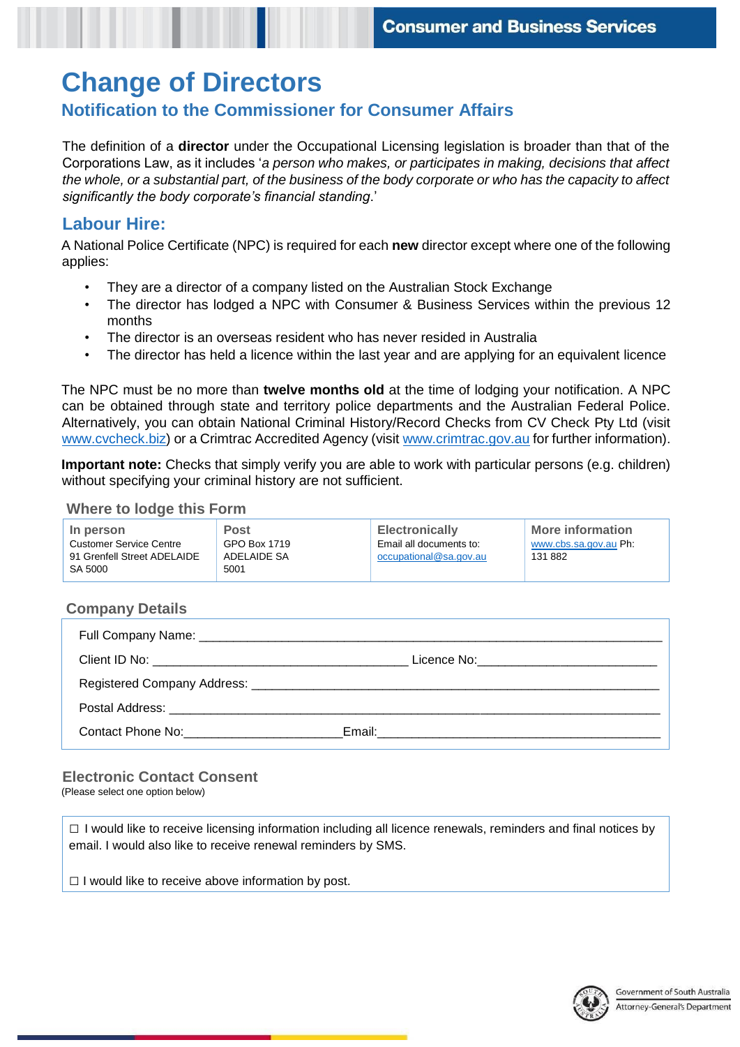Consumer and Business Services

# Change of Directors

## Notification to the Commissioner for Consumer Affairs

The definition of a **director** under the Occupational Licensing legislation is broader than that of the Corporations Law, as it includes '*a person who makes, or participates in making, decisions that affect the whole, or a substantial part, of the business of the body corporate or who has the capacity to affect significantly the body corporate's financial standing*.'

## Labour Hire:

A National Police Certificate (NPC) is required for each **new** director except where one of the following applies:

- They are a director of a company listed on the Australian Stock Exchange
- The director has lodged a NPC with Consumer & Business Services within the previous 12 months
- The director is an overseas resident who has never resided in Australia
- The director has held a licence within the last year and are applying for an equivalent licence

The NPC must be no more than **twelve months old** at the time of lodging your notification. A NPC can be obtained through state and territory police departments and the Australian Federal Police. Alternatively, you can obtain National Criminal History/Record Checks from CV Check Pty Ltd (visit www.cvcheck.biz) or a Crimtrac Accredited Agency (visit www.crimtrac.gov.au for further information).

**Important note:** Checks that simply verify you are able to work with particular persons (e.g. children) without specifying your criminal history are not sufficient.

### Where to lodge this Form

| In person | Post | Electronically | More information |
|---|---|---|---|
| Customer Service Centre 91 Grenfell Street ADELAIDE SA 5000 | GPO Box 1719 ADELAIDE SA 5001 | Email all documents to: occupational@sa.gov.au | www.cbs.sa.gov.au Ph: 131 882 |

### Company Details

Full Company Name: ______________________________________________

Client ID No: ______________________________ Licence No: ______________________

Registered Company Address: ______________________________________________

Postal Address: ______________________________________________

Contact Phone No: ____________________ Email: ____________________________________

### Electronic Contact Consent

(Please select one option below)

☐ I would like to receive licensing information including all licence renewals, reminders and final notices by email. I would also like to receive renewal reminders by SMS.

☐ I would like to receive above information by post.

Government of South Australia
Attorney-General's Department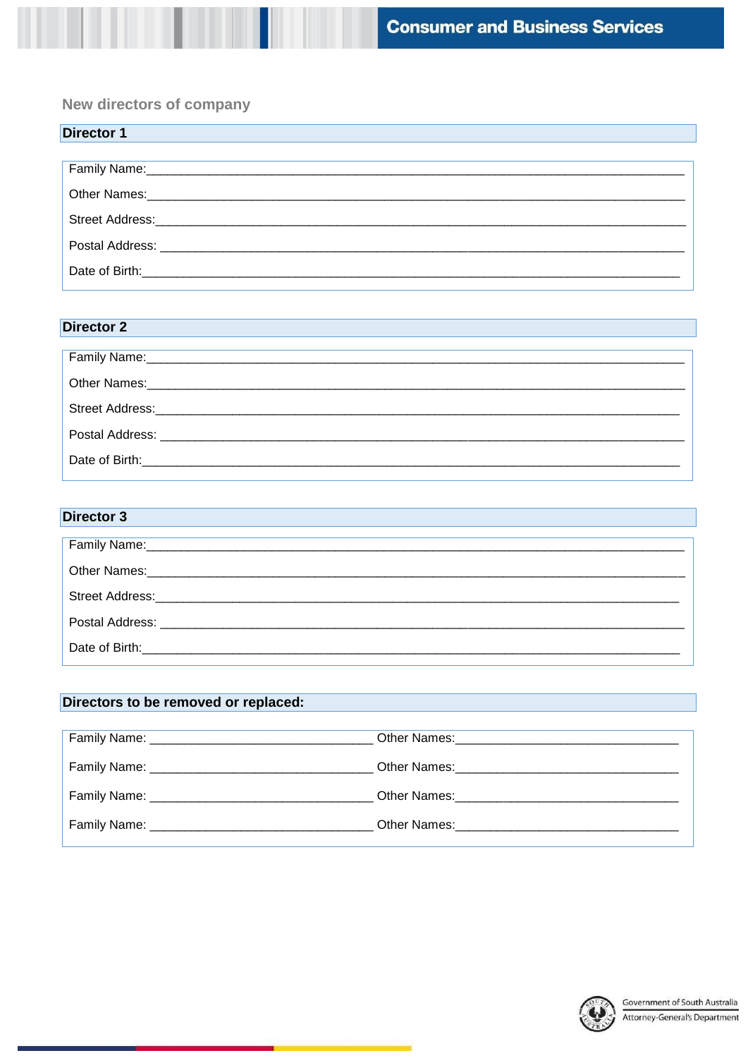## New directors of company

### Director 1

Family Name:\_\_\_\_\_\_\_\_\_\_\_\_\_\_\_\_\_\_\_\_\_\_\_\_\_\_\_\_\_\_\_\_\_\_\_\_\_\_\_\_\_\_\_\_\_\_\_\_\_\_\_\_\_\_\_\_\_\_\_\_\_\_\_\_\_\_\_\_\_\_\_

Other Names:\_\_\_\_\_\_\_\_\_\_\_\_\_\_\_\_\_\_\_\_\_\_\_\_\_\_\_\_\_\_\_\_\_\_\_\_\_\_\_\_\_\_\_\_\_\_\_\_\_\_\_\_\_\_\_\_\_\_\_\_\_\_\_\_\_\_\_\_\_\_\_

Street Address:\_\_\_\_\_\_\_\_\_\_\_\_\_\_\_\_\_\_\_\_\_\_\_\_\_\_\_\_\_\_\_\_\_\_\_\_\_\_\_\_\_\_\_\_\_\_\_\_\_\_\_\_\_\_\_\_\_\_\_\_\_\_\_\_\_\_\_\_\_\_

Postal Address: \_\_\_\_\_\_\_\_\_\_\_\_\_\_\_\_\_\_\_\_\_\_\_\_\_\_\_\_\_\_\_\_\_\_\_\_\_\_\_\_\_\_\_\_\_\_\_\_\_\_\_\_\_\_\_\_\_\_\_\_\_\_\_\_\_\_\_\_\_\_

Date of Birth:\_\_\_\_\_\_\_\_\_\_\_\_\_\_\_\_\_\_\_\_\_\_\_\_\_\_\_\_\_\_\_\_\_\_\_\_\_\_\_\_\_\_\_\_\_\_\_\_\_\_\_\_\_\_\_\_\_\_\_\_\_\_\_\_\_\_\_\_\_\_\_

### Director 2

Family Name:\_\_\_\_\_\_\_\_\_\_\_\_\_\_\_\_\_\_\_\_\_\_\_\_\_\_\_\_\_\_\_\_\_\_\_\_\_\_\_\_\_\_\_\_\_\_\_\_\_\_\_\_\_\_\_\_\_\_\_\_\_\_\_\_\_\_\_\_\_\_\_

Other Names:\_\_\_\_\_\_\_\_\_\_\_\_\_\_\_\_\_\_\_\_\_\_\_\_\_\_\_\_\_\_\_\_\_\_\_\_\_\_\_\_\_\_\_\_\_\_\_\_\_\_\_\_\_\_\_\_\_\_\_\_\_\_\_\_\_\_\_\_\_\_\_

Street Address:\_\_\_\_\_\_\_\_\_\_\_\_\_\_\_\_\_\_\_\_\_\_\_\_\_\_\_\_\_\_\_\_\_\_\_\_\_\_\_\_\_\_\_\_\_\_\_\_\_\_\_\_\_\_\_\_\_\_\_\_\_\_\_\_\_\_\_\_\_\_

Postal Address: \_\_\_\_\_\_\_\_\_\_\_\_\_\_\_\_\_\_\_\_\_\_\_\_\_\_\_\_\_\_\_\_\_\_\_\_\_\_\_\_\_\_\_\_\_\_\_\_\_\_\_\_\_\_\_\_\_\_\_\_\_\_\_\_\_\_\_\_\_\_

Date of Birth:\_\_\_\_\_\_\_\_\_\_\_\_\_\_\_\_\_\_\_\_\_\_\_\_\_\_\_\_\_\_\_\_\_\_\_\_\_\_\_\_\_\_\_\_\_\_\_\_\_\_\_\_\_\_\_\_\_\_\_\_\_\_\_\_\_\_\_\_\_\_\_

### Director 3

Family Name:\_\_\_\_\_\_\_\_\_\_\_\_\_\_\_\_\_\_\_\_\_\_\_\_\_\_\_\_\_\_\_\_\_\_\_\_\_\_\_\_\_\_\_\_\_\_\_\_\_\_\_\_\_\_\_\_\_\_\_\_\_\_\_\_\_\_\_\_\_\_\_

Other Names:\_\_\_\_\_\_\_\_\_\_\_\_\_\_\_\_\_\_\_\_\_\_\_\_\_\_\_\_\_\_\_\_\_\_\_\_\_\_\_\_\_\_\_\_\_\_\_\_\_\_\_\_\_\_\_\_\_\_\_\_\_\_\_\_\_\_\_\_\_\_\_

Street Address:\_\_\_\_\_\_\_\_\_\_\_\_\_\_\_\_\_\_\_\_\_\_\_\_\_\_\_\_\_\_\_\_\_\_\_\_\_\_\_\_\_\_\_\_\_\_\_\_\_\_\_\_\_\_\_\_\_\_\_\_\_\_\_\_\_\_\_\_\_\_

Postal Address: \_\_\_\_\_\_\_\_\_\_\_\_\_\_\_\_\_\_\_\_\_\_\_\_\_\_\_\_\_\_\_\_\_\_\_\_\_\_\_\_\_\_\_\_\_\_\_\_\_\_\_\_\_\_\_\_\_\_\_\_\_\_\_\_\_\_\_\_\_\_

Date of Birth:\_\_\_\_\_\_\_\_\_\_\_\_\_\_\_\_\_\_\_\_\_\_\_\_\_\_\_\_\_\_\_\_\_\_\_\_\_\_\_\_\_\_\_\_\_\_\_\_\_\_\_\_\_\_\_\_\_\_\_\_\_\_\_\_\_\_\_\_\_\_\_

### Directors to be removed or replaced:

| Family Name: | Other Names: |
| --- | --- |
| Family Name: | Other Names: |
| Family Name: | Other Names: |
| Family Name: | Other Names: |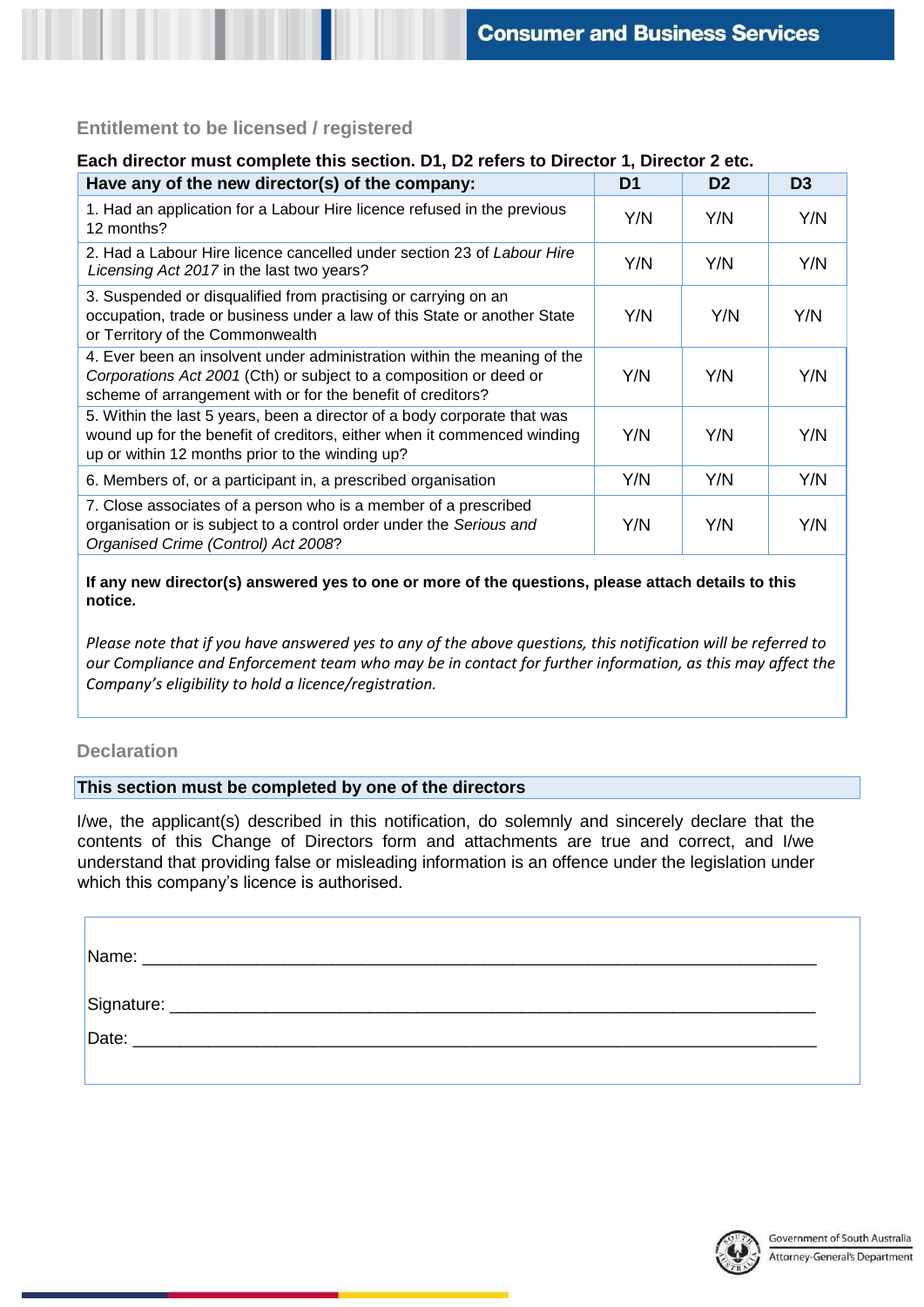## Entitlement to be licensed / registered

**Each director must complete this section. D1, D2 refers to Director 1, Director 2 etc.**

| Have any of the new director(s) of the company: | D1 | D2 | D3 |
|---|---|---|---|
| 1. Had an application for a Labour Hire licence refused in the previous 12 months? | Y/N | Y/N | Y/N |
| 2. Had a Labour Hire licence cancelled under section 23 of *Labour Hire Licensing Act 2017* in the last two years? | Y/N | Y/N | Y/N |
| 3. Suspended or disqualified from practising or carrying on an occupation, trade or business under a law of this State or another State or Territory of the Commonwealth | Y/N | Y/N | Y/N |
| 4. Ever been an insolvent under administration within the meaning of the *Corporations Act 2001* (Cth) or subject to a composition or deed or scheme of arrangement with or for the benefit of creditors? | Y/N | Y/N | Y/N |
| 5. Within the last 5 years, been a director of a body corporate that was wound up for the benefit of creditors, either when it commenced winding up or within 12 months prior to the winding up? | Y/N | Y/N | Y/N |
| 6. Members of, or a participant in, a prescribed organisation | Y/N | Y/N | Y/N |
| 7. Close associates of a person who is a member of a prescribed organisation or is subject to a control order under the *Serious and Organised Crime (Control) Act 2008*? | Y/N | Y/N | Y/N |

**If any new director(s) answered yes to one or more of the questions, please attach details to this notice.**

*Please note that if you have answered yes to any of the above questions, this notification will be referred to our Compliance and Enforcement team who may be in contact for further information, as this may affect the Company's eligibility to hold a licence/registration.*

## Declaration

**This section must be completed by one of the directors**

I/we, the applicant(s) described in this notification, do solemnly and sincerely declare that the contents of this Change of Directors form and attachments are true and correct, and I/we understand that providing false or misleading information is an offence under the legislation under which this company's licence is authorised.

Name: ______________________________________________

Signature: ______________________________________________

Date: ______________________________________________